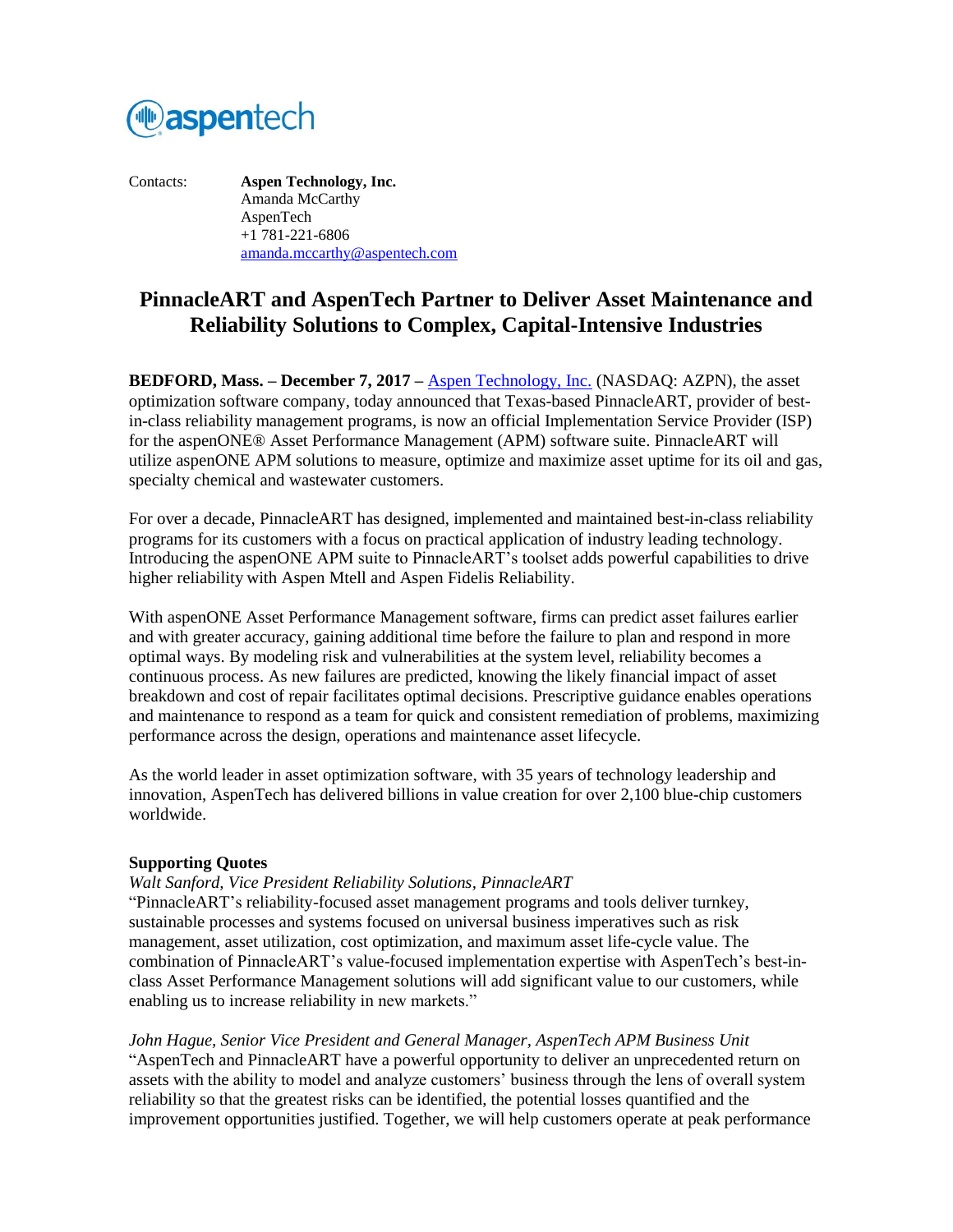Contacts: **Aspen Technology, Inc.**
Amanda McCarthy
AspenTech
+1 781-221-6806
amanda.mccarthy@aspentech.com

# PinnacleART and AspenTech Partner to Deliver Asset Maintenance and Reliability Solutions to Complex, Capital-Intensive Industries

**BEDFORD, Mass. – December 7, 2017 –** Aspen Technology, Inc. (NASDAQ: AZPN), the asset optimization software company, today announced that Texas-based PinnacleART, provider of best-in-class reliability management programs, is now an official Implementation Service Provider (ISP) for the aspenONE® Asset Performance Management (APM) software suite. PinnacleART will utilize aspenONE APM solutions to measure, optimize and maximize asset uptime for its oil and gas, specialty chemical and wastewater customers.

For over a decade, PinnacleART has designed, implemented and maintained best-in-class reliability programs for its customers with a focus on practical application of industry leading technology. Introducing the aspenONE APM suite to PinnacleART's toolset adds powerful capabilities to drive higher reliability with Aspen Mtell and Aspen Fidelis Reliability.

With aspenONE Asset Performance Management software, firms can predict asset failures earlier and with greater accuracy, gaining additional time before the failure to plan and respond in more optimal ways. By modeling risk and vulnerabilities at the system level, reliability becomes a continuous process. As new failures are predicted, knowing the likely financial impact of asset breakdown and cost of repair facilitates optimal decisions. Prescriptive guidance enables operations and maintenance to respond as a team for quick and consistent remediation of problems, maximizing performance across the design, operations and maintenance asset lifecycle.

As the world leader in asset optimization software, with 35 years of technology leadership and innovation, AspenTech has delivered billions in value creation for over 2,100 blue-chip customers worldwide.

**Supporting Quotes**

*Walt Sanford, Vice President Reliability Solutions, PinnacleART*

"PinnacleART's reliability-focused asset management programs and tools deliver turnkey, sustainable processes and systems focused on universal business imperatives such as risk management, asset utilization, cost optimization, and maximum asset life-cycle value. The combination of PinnacleART's value-focused implementation expertise with AspenTech's best-in-class Asset Performance Management solutions will add significant value to our customers, while enabling us to increase reliability in new markets."

*John Hague, Senior Vice President and General Manager, AspenTech APM Business Unit*

"AspenTech and PinnacleART have a powerful opportunity to deliver an unprecedented return on assets with the ability to model and analyze customers' business through the lens of overall system reliability so that the greatest risks can be identified, the potential losses quantified and the improvement opportunities justified. Together, we will help customers operate at peak performance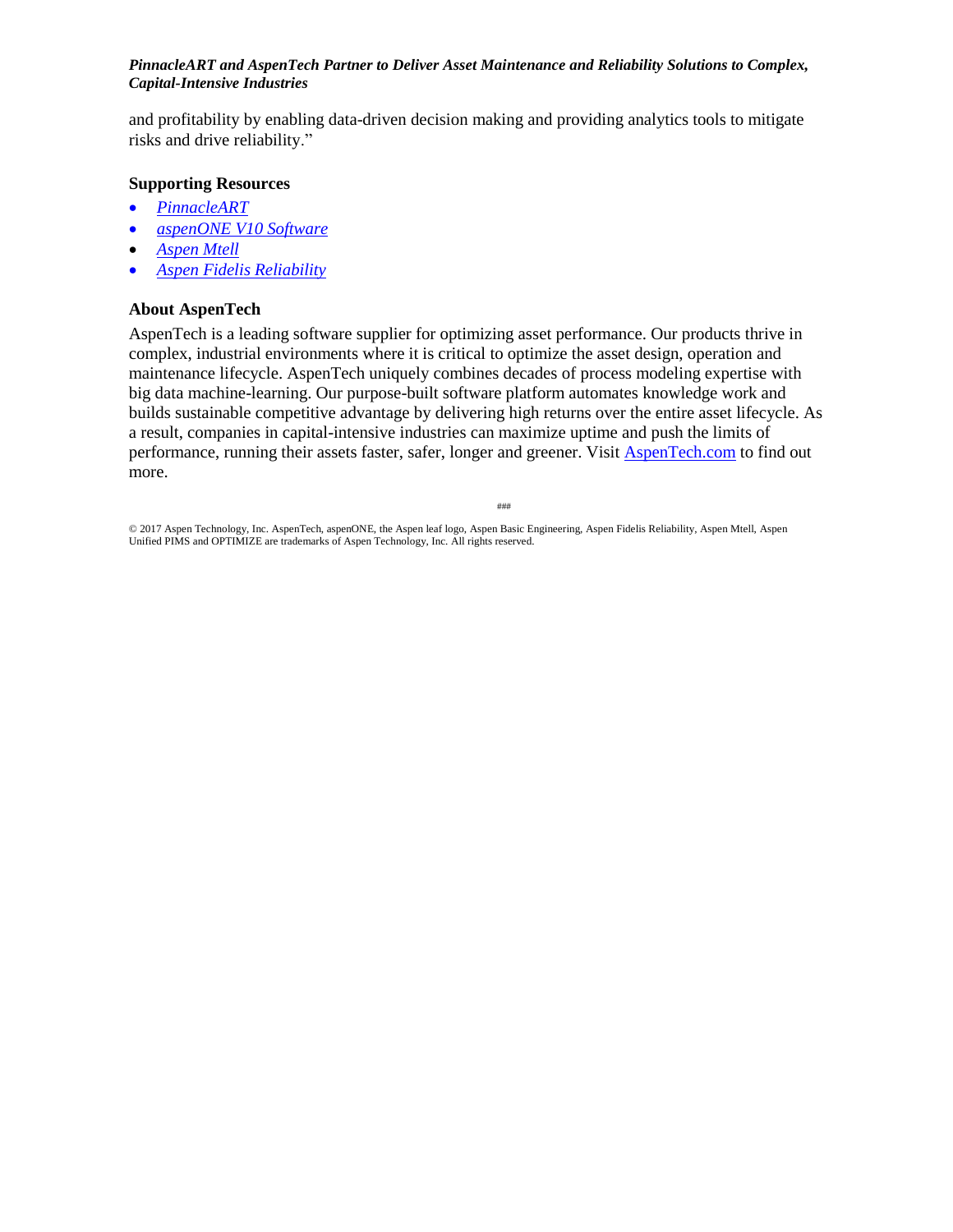and profitability by enabling data-driven decision making and providing analytics tools to mitigate risks and drive reliability."

## Supporting Resources

- *PinnacleART*
- *aspenONE V10 Software*
- *Aspen Mtell*
- *Aspen Fidelis Reliability*

## About AspenTech

AspenTech is a leading software supplier for optimizing asset performance. Our products thrive in complex, industrial environments where it is critical to optimize the asset design, operation and maintenance lifecycle. AspenTech uniquely combines decades of process modeling expertise with big data machine-learning. Our purpose-built software platform automates knowledge work and builds sustainable competitive advantage by delivering high returns over the entire asset lifecycle. As a result, companies in capital-intensive industries can maximize uptime and push the limits of performance, running their assets faster, safer, longer and greener. Visit AspenTech.com to find out more.

###

© 2017 Aspen Technology, Inc. AspenTech, aspenONE, the Aspen leaf logo, Aspen Basic Engineering, Aspen Fidelis Reliability, Aspen Mtell, Aspen Unified PIMS and OPTIMIZE are trademarks of Aspen Technology, Inc. All rights reserved.